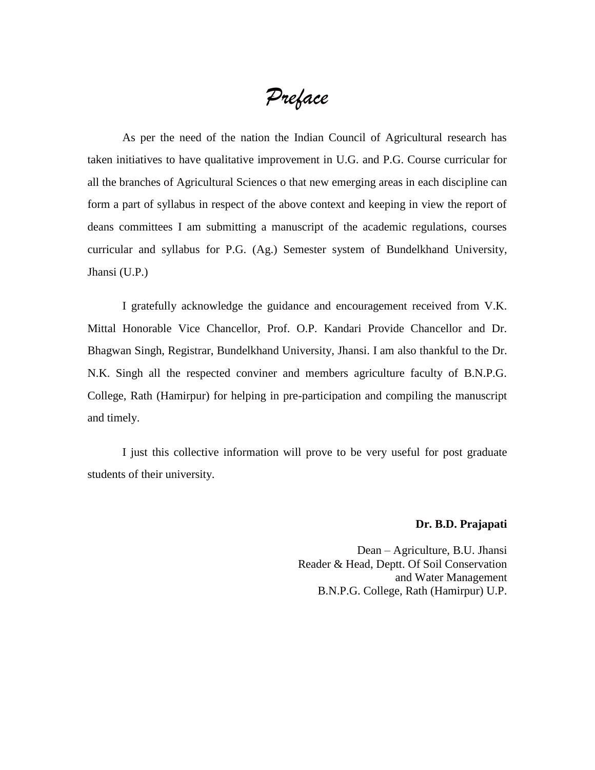# *Preface*

As per the need of the nation the Indian Council of Agricultural research has taken initiatives to have qualitative improvement in U.G. and P.G. Course curricular for all the branches of Agricultural Sciences o that new emerging areas in each discipline can form a part of syllabus in respect of the above context and keeping in view the report of deans committees I am submitting a manuscript of the academic regulations, courses curricular and syllabus for P.G. (Ag.) Semester system of Bundelkhand University, Jhansi (U.P.)

I gratefully acknowledge the guidance and encouragement received from V.K. Mittal Honorable Vice Chancellor, Prof. O.P. Kandari Provide Chancellor and Dr. Bhagwan Singh, Registrar, Bundelkhand University, Jhansi. I am also thankful to the Dr. N.K. Singh all the respected conviner and members agriculture faculty of B.N.P.G. College, Rath (Hamirpur) for helping in pre-participation and compiling the manuscript and timely.

I just this collective information will prove to be very useful for post graduate students of their university.

**Dr. B.D. Prajapati**

Dean – Agriculture, B.U. Jhansi
Reader & Head, Deptt. Of Soil Conservation and Water Management
B.N.P.G. College, Rath (Hamirpur) U.P.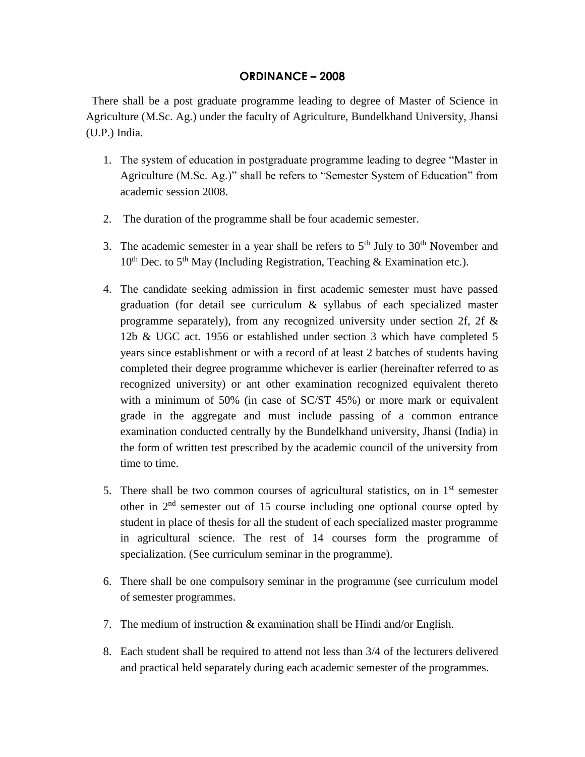## ORDINANCE – 2008

There shall be a post graduate programme leading to degree of Master of Science in Agriculture (M.Sc. Ag.) under the faculty of Agriculture, Bundelkhand University, Jhansi (U.P.) India.

1. The system of education in postgraduate programme leading to degree "Master in Agriculture (M.Sc. Ag.)" shall be refers to "Semester System of Education" from academic session 2008.

2. The duration of the programme shall be four academic semester.

3. The academic semester in a year shall be refers to 5th July to 30th November and 10th Dec. to 5th May (Including Registration, Teaching & Examination etc.).

4. The candidate seeking admission in first academic semester must have passed graduation (for detail see curriculum & syllabus of each specialized master programme separately), from any recognized university under section 2f, 2f & 12b & UGC act. 1956 or established under section 3 which have completed 5 years since establishment or with a record of at least 2 batches of students having completed their degree programme whichever is earlier (hereinafter referred to as recognized university) or ant other examination recognized equivalent thereto with a minimum of 50% (in case of SC/ST 45%) or more mark or equivalent grade in the aggregate and must include passing of a common entrance examination conducted centrally by the Bundelkhand university, Jhansi (India) in the form of written test prescribed by the academic council of the university from time to time.

5. There shall be two common courses of agricultural statistics, on in 1st semester other in 2nd semester out of 15 course including one optional course opted by student in place of thesis for all the student of each specialized master programme in agricultural science. The rest of 14 courses form the programme of specialization. (See curriculum seminar in the programme).

6. There shall be one compulsory seminar in the programme (see curriculum model of semester programmes.

7. The medium of instruction & examination shall be Hindi and/or English.

8. Each student shall be required to attend not less than 3/4 of the lecturers delivered and practical held separately during each academic semester of the programmes.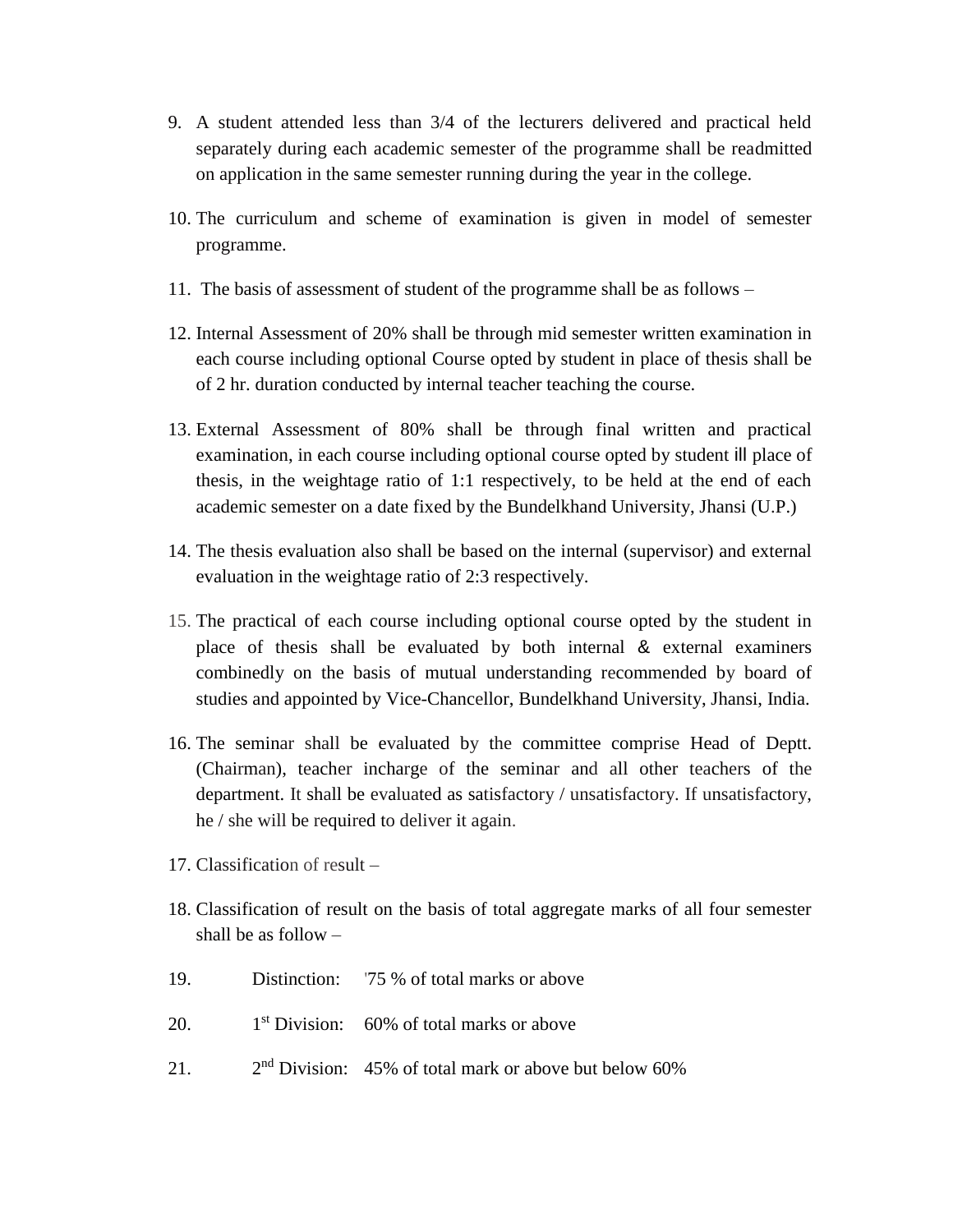9. A student attended less than 3/4 of the lecturers delivered and practical held separately during each academic semester of the programme shall be readmitted on application in the same semester running during the year in the college.

10. The curriculum and scheme of examination is given in model of semester programme.

11. The basis of assessment of student of the programme shall be as follows –

12. Internal Assessment of 20% shall be through mid semester written examination in each course including optional Course opted by student in place of thesis shall be of 2 hr. duration conducted by internal teacher teaching the course.

13. External Assessment of 80% shall be through final written and practical examination, in each course including optional course opted by student ill place of thesis, in the weightage ratio of 1:1 respectively, to be held at the end of each academic semester on a date fixed by the Bundelkhand University, Jhansi (U.P.)

14. The thesis evaluation also shall be based on the internal (supervisor) and external evaluation in the weightage ratio of 2:3 respectively.

15. The practical of each course including optional course opted by the student in place of thesis shall be evaluated by both internal & external examiners combinedly on the basis of mutual understanding recommended by board of studies and appointed by Vice-Chancellor, Bundelkhand University, Jhansi, India.

16. The seminar shall be evaluated by the committee comprise Head of Deptt. (Chairman), teacher incharge of the seminar and all other teachers of the department. It shall be evaluated as satisfactory / unsatisfactory. If unsatisfactory, he / she will be required to deliver it again.

17. Classification of result –

18. Classification of result on the basis of total aggregate marks of all four semester shall be as follow –

19. Distinction: '75 % of total marks or above

20. 1st Division: 60% of total marks or above

21. 2nd Division: 45% of total mark or above but below 60%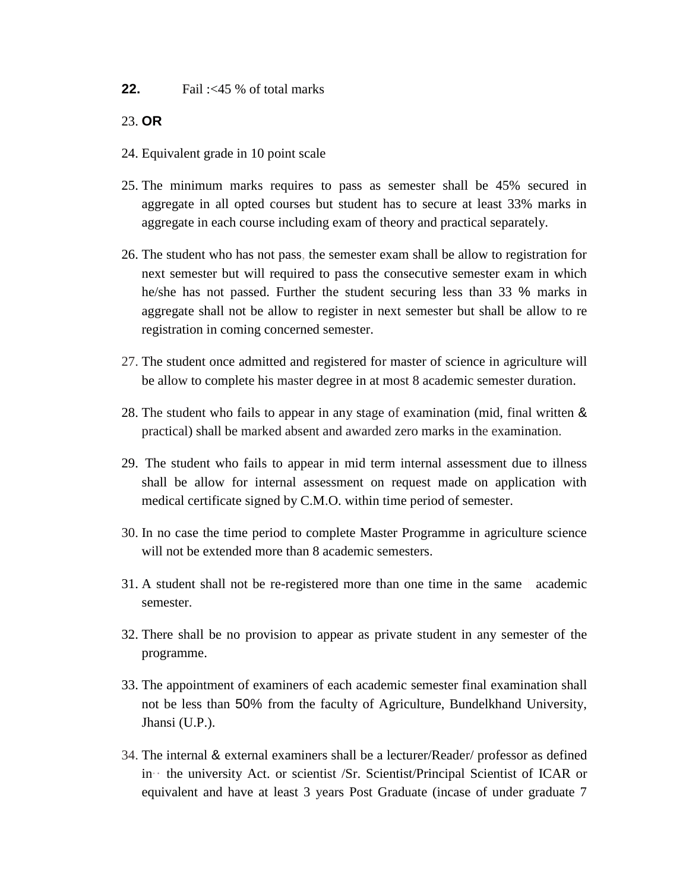**22.** Fail :<45 % of total marks

23. **OR**

24. Equivalent grade in 10 point scale

25. The minimum marks requires to pass as semester shall be 45% secured in aggregate in all opted courses but student has to secure at least 33% marks in aggregate in each course including exam of theory and practical separately.

26. The student who has not pass, the semester exam shall be allow to registration for next semester but will required to pass the consecutive semester exam in which he/she has not passed. Further the student securing less than 33 % marks in aggregate shall not be allow to register in next semester but shall be allow to re registration in coming concerned semester.

27. The student once admitted and registered for master of science in agriculture will be allow to complete his master degree in at most 8 academic semester duration.

28. The student who fails to appear in any stage of examination (mid, final written & practical) shall be marked absent and awarded zero marks in the examination.

29. The student who fails to appear in mid term internal assessment due to illness shall be allow for internal assessment on request made on application with medical certificate signed by C.M.O. within time period of semester.

30. In no case the time period to complete Master Programme in agriculture science will not be extended more than 8 academic semesters.

31. A student shall not be re-registered more than one time in the same academic semester.

32. There shall be no provision to appear as private student in any semester of the programme.

33. The appointment of examiners of each academic semester final examination shall not be less than 50% from the faculty of Agriculture, Bundelkhand University, Jhansi (U.P.).

34. The internal & external examiners shall be a lecturer/Reader/ professor as defined in the university Act. or scientist /Sr. Scientist/Principal Scientist of ICAR or equivalent and have at least 3 years Post Graduate (incase of under graduate 7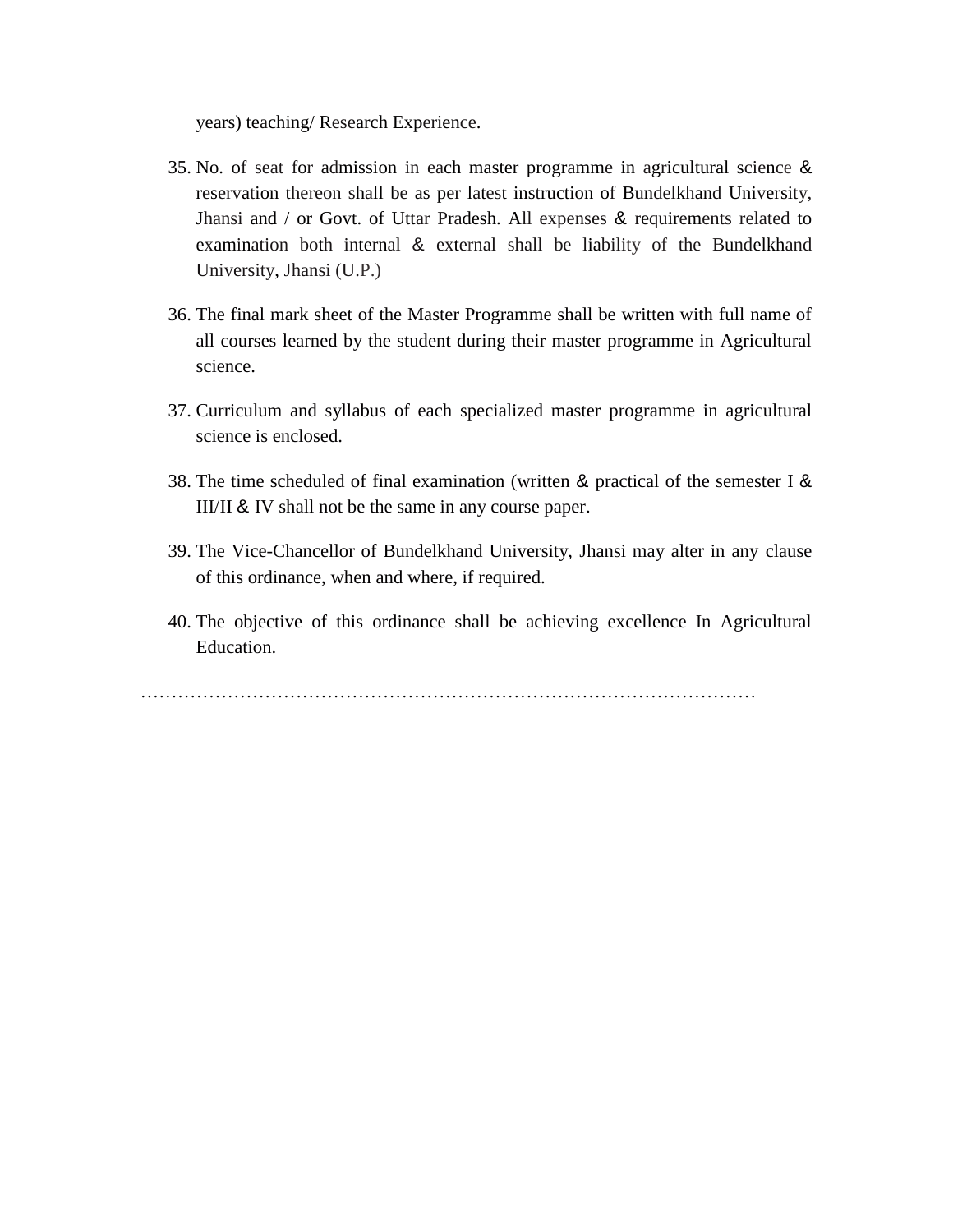years) teaching/ Research Experience.

35. No. of seat for admission in each master programme in agricultural science & reservation thereon shall be as per latest instruction of Bundelkhand University, Jhansi and / or Govt. of Uttar Pradesh. All expenses & requirements related to examination both internal & external shall be liability of the Bundelkhand University, Jhansi (U.P.)

36. The final mark sheet of the Master Programme shall be written with full name of all courses learned by the student during their master programme in Agricultural science.

37. Curriculum and syllabus of each specialized master programme in agricultural science is enclosed.

38. The time scheduled of final examination (written & practical of the semester I & III/II & IV shall not be the same in any course paper.

39. The Vice-Chancellor of Bundelkhand University, Jhansi may alter in any clause of this ordinance, when and where, if required.

40. The objective of this ordinance shall be achieving excellence In Agricultural Education.

……………………………………………………………………………………